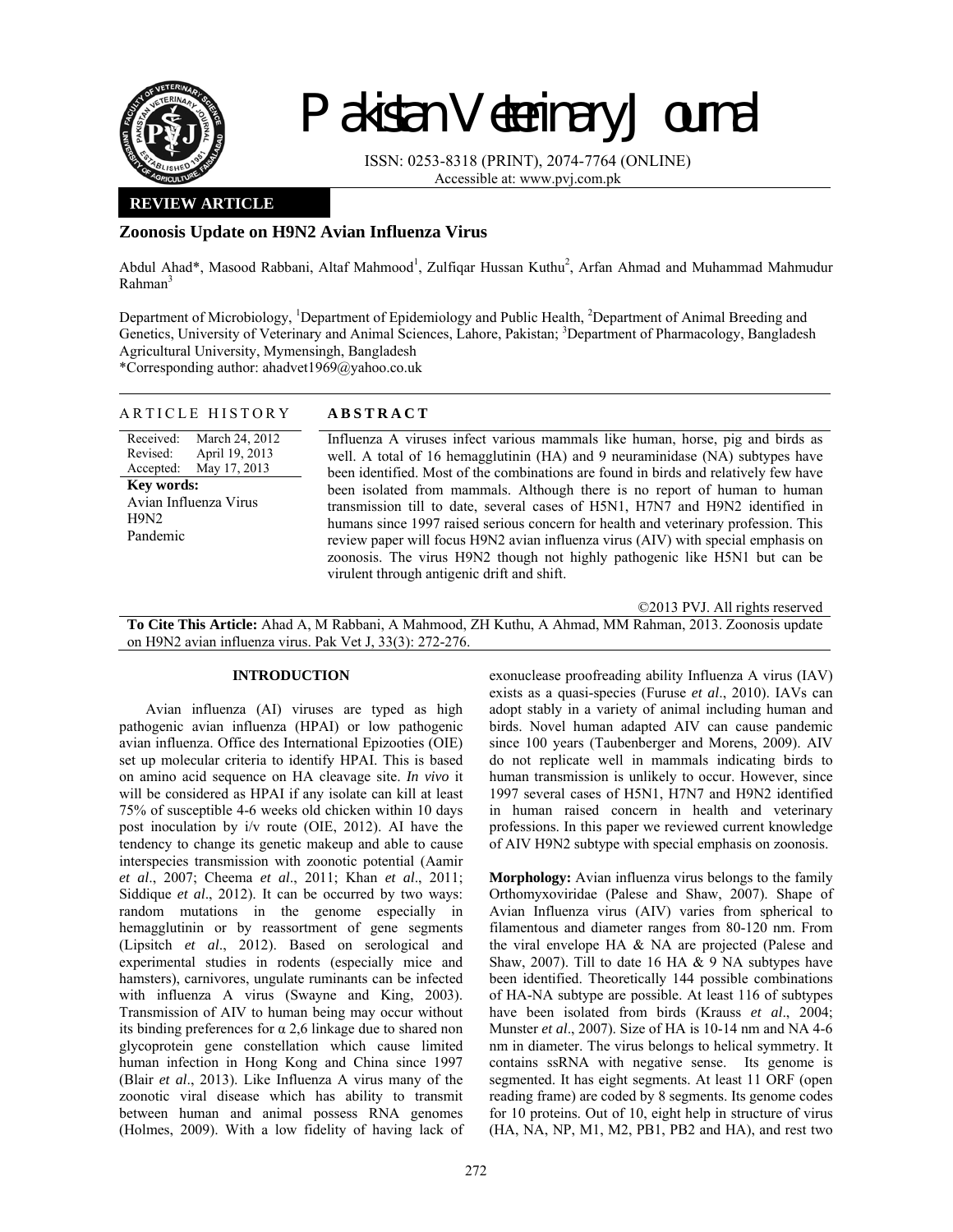# Pakistan Veterinary Journal

ISSN: 0253-8318 (PRINT), 2074-7764 (ONLINE)
Accessible at: www.pvj.com.pk

**REVIEW ARTICLE**

## Zoonosis Update on H9N2 Avian Influenza Virus

Abdul Ahad*, Masood Rabbani, Altaf Mahmood[1], Zulfiqar Hussan Kuthu[2], Arfan Ahmad and Muhammad Mahmudur Rahman[3]

Department of Microbiology, [1]Department of Epidemiology and Public Health, [2]Department of Animal Breeding and Genetics, University of Veterinary and Animal Sciences, Lahore, Pakistan; [3]Department of Pharmacology, Bangladesh Agricultural University, Mymensingh, Bangladesh
*Corresponding author: ahadvet1969@yahoo.co.uk

### ARTICLE HISTORY

Received: March 24, 2012
Revised: April 19, 2013
Accepted: May 17, 2013

**Key words:**
Avian Influenza Virus
H9N2
Pandemic

### ABSTRACT

Influenza A viruses infect various mammals like human, horse, pig and birds as well. A total of 16 hemagglutinin (HA) and 9 neuraminidase (NA) subtypes have been identified. Most of the combinations are found in birds and relatively few have been isolated from mammals. Although there is no report of human to human transmission till to date, several cases of H5N1, H7N7 and H9N2 identified in humans since 1997 raised serious concern for health and veterinary profession. This review paper will focus H9N2 avian influenza virus (AIV) with special emphasis on zoonosis. The virus H9N2 though not highly pathogenic like H5N1 but can be virulent through antigenic drift and shift.

©2013 PVJ. All rights reserved

**To Cite This Article:** Ahad A, M Rabbani, A Mahmood, ZH Kuthu, A Ahmad, MM Rahman, 2013. Zoonosis update on H9N2 avian influenza virus. Pak Vet J, 33(3): 272-276.

## INTRODUCTION

Avian influenza (AI) viruses are typed as high pathogenic avian influenza (HPAI) or low pathogenic avian influenza. Office des International Epizooties (OIE) set up molecular criteria to identify HPAI. This is based on amino acid sequence on HA cleavage site. *In vivo* it will be considered as HPAI if any isolate can kill at least 75% of susceptible 4-6 weeks old chicken within 10 days post inoculation by i/v route (OIE, 2012). AI have the tendency to change its genetic makeup and able to cause interspecies transmission with zoonotic potential (Aamir *et al*., 2007; Cheema *et al*., 2011; Khan *et al*., 2011; Siddique *et al*., 2012). It can be occurred by two ways: random mutations in the genome especially in hemagglutinin or by reassortment of gene segments (Lipsitch *et al*., 2012). Based on serological and experimental studies in rodents (especially mice and hamsters), carnivores, ungulate ruminants can be infected with influenza A virus (Swayne and King, 2003). Transmission of AIV to human being may occur without its binding preferences for α 2,6 linkage due to shared non glycoprotein gene constellation which cause limited human infection in Hong Kong and China since 1997 (Blair *et al*., 2013). Like Influenza A virus many of the zoonotic viral disease which has ability to transmit between human and animal possess RNA genomes (Holmes, 2009). With a low fidelity of having lack of exonuclease proofreading ability Influenza A virus (IAV) exists as a quasi-species (Furuse *et al*., 2010). IAVs can adopt stably in a variety of animal including human and birds. Novel human adapted AIV can cause pandemic since 100 years (Taubenberger and Morens, 2009). AIV do not replicate well in mammals indicating birds to human transmission is unlikely to occur. However, since 1997 several cases of H5N1, H7N7 and H9N2 identified in human raised concern in health and veterinary professions. In this paper we reviewed current knowledge of AIV H9N2 subtype with special emphasis on zoonosis.

**Morphology:** Avian influenza virus belongs to the family Orthomyxoviridae (Palese and Shaw, 2007). Shape of Avian Influenza virus (AIV) varies from spherical to filamentous and diameter ranges from 80-120 nm. From the viral envelope HA & NA are projected (Palese and Shaw, 2007). Till to date 16 HA & 9 NA subtypes have been identified. Theoretically 144 possible combinations of HA-NA subtype are possible. At least 116 of subtypes have been isolated from birds (Krauss *et al*., 2004; Munster *et al*., 2007). Size of HA is 10-14 nm and NA 4-6 nm in diameter. The virus belongs to helical symmetry. It contains ssRNA with negative sense. Its genome is segmented. It has eight segments. At least 11 ORF (open reading frame) are coded by 8 segments. Its genome codes for 10 proteins. Out of 10, eight help in structure of virus (HA, NA, NP, M1, M2, PB1, PB2 and HA), and rest two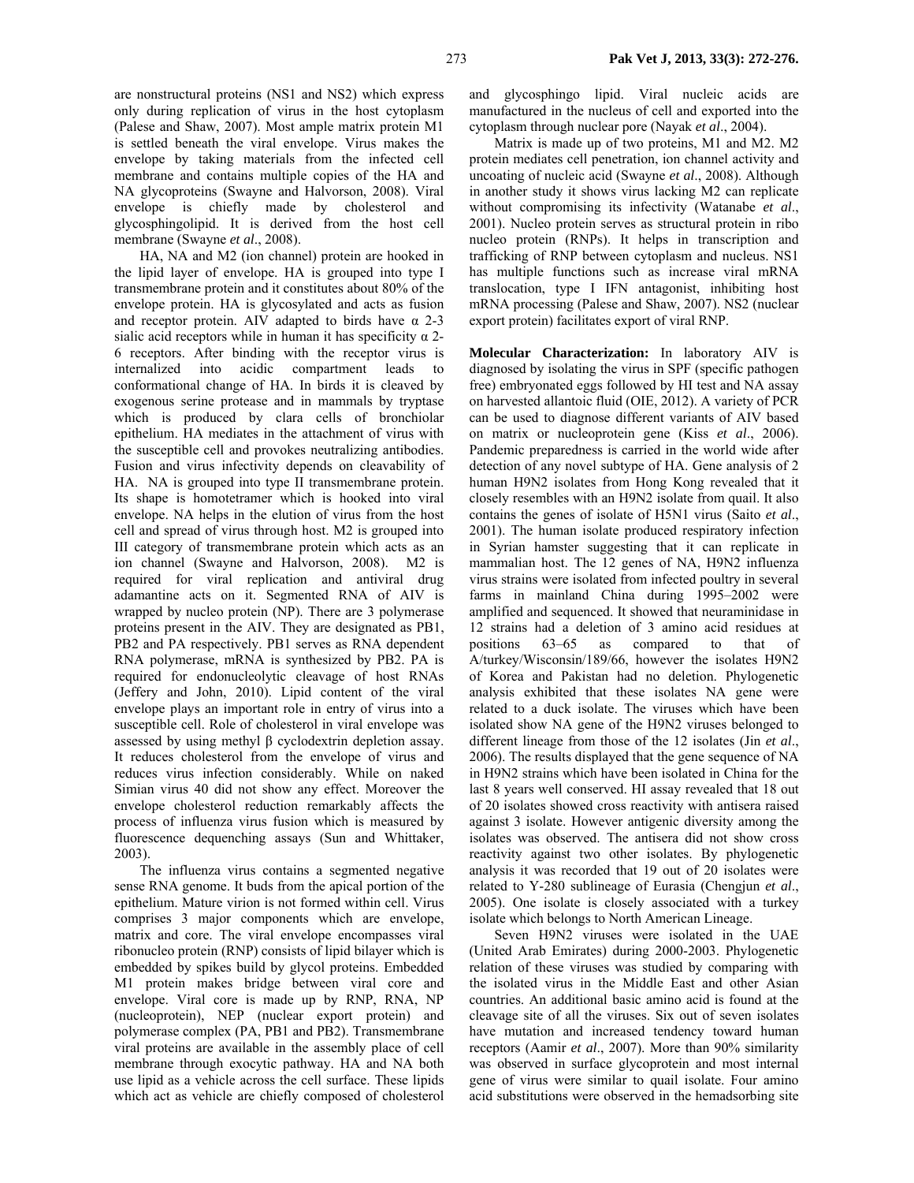are nonstructural proteins (NS1 and NS2) which express only during replication of virus in the host cytoplasm (Palese and Shaw, 2007). Most ample matrix protein M1 is settled beneath the viral envelope. Virus makes the envelope by taking materials from the infected cell membrane and contains multiple copies of the HA and NA glycoproteins (Swayne and Halvorson, 2008). Viral envelope is chiefly made by cholesterol and glycosphingolipid. It is derived from the host cell membrane (Swayne *et al*., 2008).

HA, NA and M2 (ion channel) protein are hooked in the lipid layer of envelope. HA is grouped into type I transmembrane protein and it constitutes about 80% of the envelope protein. HA is glycosylated and acts as fusion and receptor protein. AIV adapted to birds have α 2-3 sialic acid receptors while in human it has specificity α 2-6 receptors. After binding with the receptor virus is internalized into acidic compartment leads to conformational change of HA. In birds it is cleaved by exogenous serine protease and in mammals by tryptase which is produced by clara cells of bronchiolar epithelium. HA mediates in the attachment of virus with the susceptible cell and provokes neutralizing antibodies. Fusion and virus infectivity depends on cleavability of HA. NA is grouped into type II transmembrane protein. Its shape is homotetramer which is hooked into viral envelope. NA helps in the elution of virus from the host cell and spread of virus through host. M2 is grouped into III category of transmembrane protein which acts as an ion channel (Swayne and Halvorson, 2008). M2 is required for viral replication and antiviral drug adamantine acts on it. Segmented RNA of AIV is wrapped by nucleo protein (NP). There are 3 polymerase proteins present in the AIV. They are designated as PB1, PB2 and PA respectively. PB1 serves as RNA dependent RNA polymerase, mRNA is synthesized by PB2. PA is required for endonucleolytic cleavage of host RNAs (Jeffery and John, 2010). Lipid content of the viral envelope plays an important role in entry of virus into a susceptible cell. Role of cholesterol in viral envelope was assessed by using methyl β cyclodextrin depletion assay. It reduces cholesterol from the envelope of virus and reduces virus infection considerably. While on naked Simian virus 40 did not show any effect. Moreover the envelope cholesterol reduction remarkably affects the process of influenza virus fusion which is measured by fluorescence dequenching assays (Sun and Whittaker, 2003).

The influenza virus contains a segmented negative sense RNA genome. It buds from the apical portion of the epithelium. Mature virion is not formed within cell. Virus comprises 3 major components which are envelope, matrix and core. The viral envelope encompasses viral ribonucleo protein (RNP) consists of lipid bilayer which is embedded by spikes build by glycol proteins. Embedded M1 protein makes bridge between viral core and envelope. Viral core is made up by RNP, RNA, NP (nucleoprotein), NEP (nuclear export protein) and polymerase complex (PA, PB1 and PB2). Transmembrane viral proteins are available in the assembly place of cell membrane through exocytic pathway. HA and NA both use lipid as a vehicle across the cell surface. These lipids which act as vehicle are chiefly composed of cholesterol and glycosphingo lipid. Viral nucleic acids are manufactured in the nucleus of cell and exported into the cytoplasm through nuclear pore (Nayak *et al*., 2004).

Matrix is made up of two proteins, M1 and M2. M2 protein mediates cell penetration, ion channel activity and uncoating of nucleic acid (Swayne *et al*., 2008). Although in another study it shows virus lacking M2 can replicate without compromising its infectivity (Watanabe *et al*., 2001). Nucleo protein serves as structural protein in ribo nucleo protein (RNPs). It helps in transcription and trafficking of RNP between cytoplasm and nucleus. NS1 has multiple functions such as increase viral mRNA translocation, type I IFN antagonist, inhibiting host mRNA processing (Palese and Shaw, 2007). NS2 (nuclear export protein) facilitates export of viral RNP.

**Molecular Characterization:** In laboratory AIV is diagnosed by isolating the virus in SPF (specific pathogen free) embryonated eggs followed by HI test and NA assay on harvested allantoic fluid (OIE, 2012). A variety of PCR can be used to diagnose different variants of AIV based on matrix or nucleoprotein gene (Kiss *et al*., 2006). Pandemic preparedness is carried in the world wide after detection of any novel subtype of HA. Gene analysis of 2 human H9N2 isolates from Hong Kong revealed that it closely resembles with an H9N2 isolate from quail. It also contains the genes of isolate of H5N1 virus (Saito *et al*., 2001). The human isolate produced respiratory infection in Syrian hamster suggesting that it can replicate in mammalian host. The 12 genes of NA, H9N2 influenza virus strains were isolated from infected poultry in several farms in mainland China during 1995–2002 were amplified and sequenced. It showed that neuraminidase in 12 strains had a deletion of 3 amino acid residues at positions 63–65 as compared to that of A/turkey/Wisconsin/189/66, however the isolates H9N2 of Korea and Pakistan had no deletion. Phylogenetic analysis exhibited that these isolates NA gene were related to a duck isolate. The viruses which have been isolated show NA gene of the H9N2 viruses belonged to different lineage from those of the 12 isolates (Jin *et al*., 2006). The results displayed that the gene sequence of NA in H9N2 strains which have been isolated in China for the last 8 years well conserved. HI assay revealed that 18 out of 20 isolates showed cross reactivity with antisera raised against 3 isolate. However antigenic diversity among the isolates was observed. The antisera did not show cross reactivity against two other isolates. By phylogenetic analysis it was recorded that 19 out of 20 isolates were related to Y-280 sublineage of Eurasia (Chengjun *et al*., 2005). One isolate is closely associated with a turkey isolate which belongs to North American Lineage.

Seven H9N2 viruses were isolated in the UAE (United Arab Emirates) during 2000-2003. Phylogenetic relation of these viruses was studied by comparing with the isolated virus in the Middle East and other Asian countries. An additional basic amino acid is found at the cleavage site of all the viruses. Six out of seven isolates have mutation and increased tendency toward human receptors (Aamir *et al*., 2007). More than 90% similarity was observed in surface glycoprotein and most internal gene of virus were similar to quail isolate. Four amino acid substitutions were observed in the hemadsorbing site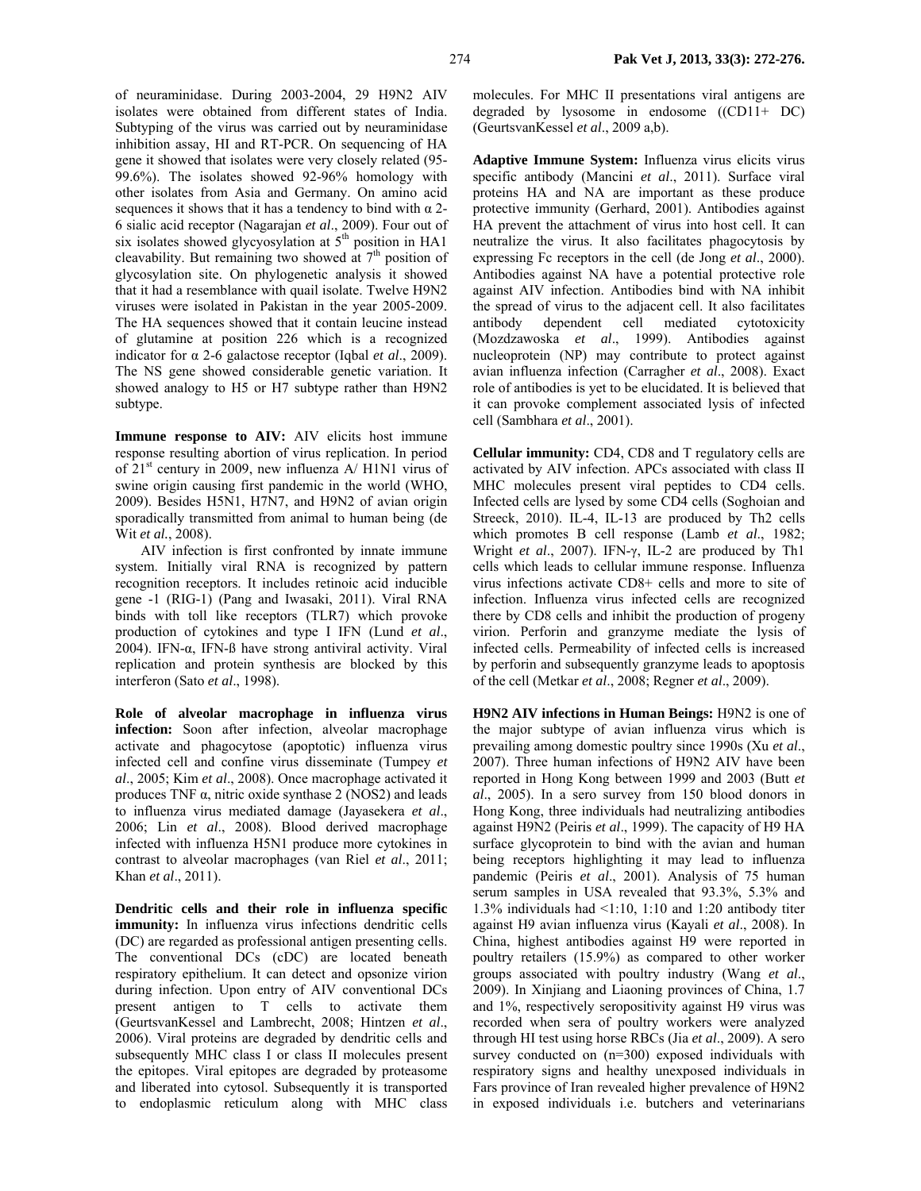of neuraminidase. During 2003-2004, 29 H9N2 AIV isolates were obtained from different states of India. Subtyping of the virus was carried out by neuraminidase inhibition assay, HI and RT-PCR. On sequencing of HA gene it showed that isolates were very closely related (95-99.6%). The isolates showed 92-96% homology with other isolates from Asia and Germany. On amino acid sequences it shows that it has a tendency to bind with α 2-6 sialic acid receptor (Nagarajan *et al*., 2009). Four out of six isolates showed glycyosylation at 5th position in HA1 cleavability. But remaining two showed at 7th position of glycosylation site. On phylogenetic analysis it showed that it had a resemblance with quail isolate. Twelve H9N2 viruses were isolated in Pakistan in the year 2005-2009. The HA sequences showed that it contain leucine instead of glutamine at position 226 which is a recognized indicator for α 2-6 galactose receptor (Iqbal *et al*., 2009). The NS gene showed considerable genetic variation. It showed analogy to H5 or H7 subtype rather than H9N2 subtype.

**Immune response to AIV:** AIV elicits host immune response resulting abortion of virus replication. In period of 21st century in 2009, new influenza A/ H1N1 virus of swine origin causing first pandemic in the world (WHO, 2009). Besides H5N1, H7N7, and H9N2 of avian origin sporadically transmitted from animal to human being (de Wit *et al.*, 2008).

AIV infection is first confronted by innate immune system. Initially viral RNA is recognized by pattern recognition receptors. It includes retinoic acid inducible gene -1 (RIG-1) (Pang and Iwasaki, 2011). Viral RNA binds with toll like receptors (TLR7) which provoke production of cytokines and type I IFN (Lund *et al*., 2004). IFN-α, IFN-ß have strong antiviral activity. Viral replication and protein synthesis are blocked by this interferon (Sato *et al*., 1998).

**Role of alveolar macrophage in influenza virus infection:** Soon after infection, alveolar macrophage activate and phagocytose (apoptotic) influenza virus infected cell and confine virus disseminate (Tumpey *et al*., 2005; Kim *et al*., 2008). Once macrophage activated it produces TNF α, nitric oxide synthase 2 (NOS2) and leads to influenza virus mediated damage (Jayasekera *et al*., 2006; Lin *et al*., 2008). Blood derived macrophage infected with influenza H5N1 produce more cytokines in contrast to alveolar macrophages (van Riel *et al*., 2011; Khan *et al*., 2011).

**Dendritic cells and their role in influenza specific immunity:** In influenza virus infections dendritic cells (DC) are regarded as professional antigen presenting cells. The conventional DCs (cDC) are located beneath respiratory epithelium. It can detect and opsonize virion during infection. Upon entry of AIV conventional DCs present antigen to T cells to activate them (GeurtsvanKessel and Lambrecht, 2008; Hintzen *et al*., 2006). Viral proteins are degraded by dendritic cells and subsequently MHC class I or class II molecules present the epitopes. Viral epitopes are degraded by proteasome and liberated into cytosol. Subsequently it is transported to endoplasmic reticulum along with MHC class molecules. For MHC II presentations viral antigens are degraded by lysosome in endosome ((CD11+ DC) (GeurtsvanKessel *et al*., 2009 a,b).

**Adaptive Immune System:** Influenza virus elicits virus specific antibody (Mancini *et al*., 2011). Surface viral proteins HA and NA are important as these produce protective immunity (Gerhard, 2001). Antibodies against HA prevent the attachment of virus into host cell. It can neutralize the virus. It also facilitates phagocytosis by expressing Fc receptors in the cell (de Jong *et al*., 2000). Antibodies against NA have a potential protective role against AIV infection. Antibodies bind with NA inhibit the spread of virus to the adjacent cell. It also facilitates antibody dependent cell mediated cytotoxicity (Mozdzawoska *et al*., 1999). Antibodies against nucleoprotein (NP) may contribute to protect against avian influenza infection (Carragher *et al*., 2008). Exact role of antibodies is yet to be elucidated. It is believed that it can provoke complement associated lysis of infected cell (Sambhara *et al*., 2001).

**Cellular immunity:** CD4, CD8 and T regulatory cells are activated by AIV infection. APCs associated with class II MHC molecules present viral peptides to CD4 cells. Infected cells are lysed by some CD4 cells (Soghoian and Streeck, 2010). IL-4, IL-13 are produced by Th2 cells which promotes B cell response (Lamb *et al*., 1982; Wright *et al*., 2007). IFN-γ, IL-2 are produced by Th1 cells which leads to cellular immune response. Influenza virus infections activate CD8+ cells and more to site of infection. Influenza virus infected cells are recognized there by CD8 cells and inhibit the production of progeny virion. Perforin and granzyme mediate the lysis of infected cells. Permeability of infected cells is increased by perforin and subsequently granzyme leads to apoptosis of the cell (Metkar *et al*., 2008; Regner *et al*., 2009).

**H9N2 AIV infections in Human Beings:** H9N2 is one of the major subtype of avian influenza virus which is prevailing among domestic poultry since 1990s (Xu *et al*., 2007). Three human infections of H9N2 AIV have been reported in Hong Kong between 1999 and 2003 (Butt *et al*., 2005). In a sero survey from 150 blood donors in Hong Kong, three individuals had neutralizing antibodies against H9N2 (Peiris *et al*., 1999). The capacity of H9 HA surface glycoprotein to bind with the avian and human being receptors highlighting it may lead to influenza pandemic (Peiris *et al*., 2001). Analysis of 75 human serum samples in USA revealed that 93.3%, 5.3% and 1.3% individuals had <1:10, 1:10 and 1:20 antibody titer against H9 avian influenza virus (Kayali *et al*., 2008). In China, highest antibodies against H9 were reported in poultry retailers (15.9%) as compared to other worker groups associated with poultry industry (Wang *et al*., 2009). In Xinjiang and Liaoning provinces of China, 1.7 and 1%, respectively seropositivity against H9 virus was recorded when sera of poultry workers were analyzed through HI test using horse RBCs (Jia *et al*., 2009). A sero survey conducted on (n=300) exposed individuals with respiratory signs and healthy unexposed individuals in Fars province of Iran revealed higher prevalence of H9N2 in exposed individuals i.e. butchers and veterinarians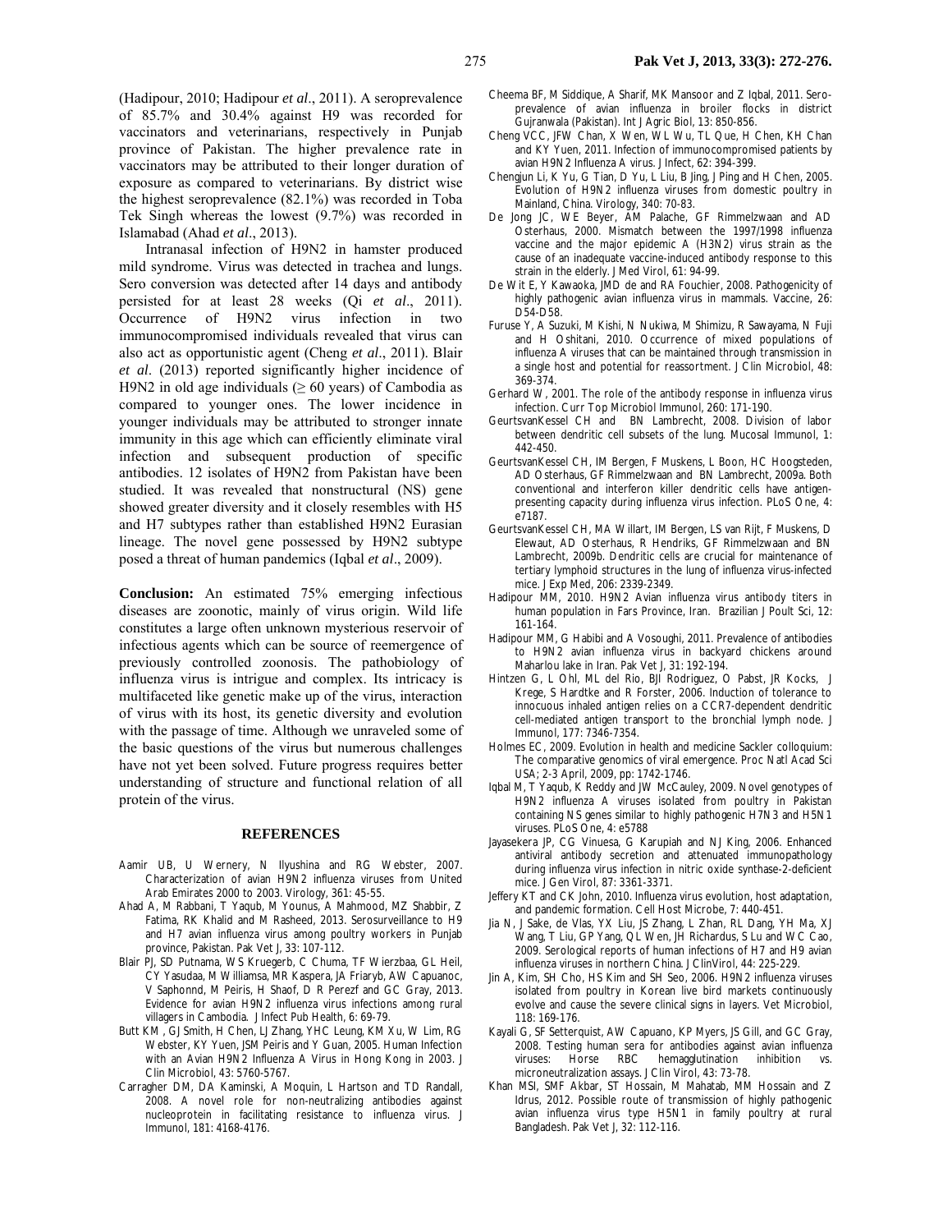(Hadipour, 2010; Hadipour *et al*., 2011). A seroprevalence of 85.7% and 30.4% against H9 was recorded for vaccinators and veterinarians, respectively in Punjab province of Pakistan. The higher prevalence rate in vaccinators may be attributed to their longer duration of exposure as compared to veterinarians. By district wise the highest seroprevalence (82.1%) was recorded in Toba Tek Singh whereas the lowest (9.7%) was recorded in Islamabad (Ahad *et al*., 2013).

Intranasal infection of H9N2 in hamster produced mild syndrome. Virus was detected in trachea and lungs. Sero conversion was detected after 14 days and antibody persisted for at least 28 weeks (Qi *et al*., 2011). Occurrence of H9N2 virus infection in two immunocompromised individuals revealed that virus can also act as opportunistic agent (Cheng *et al*., 2011). Blair *et al*. (2013) reported significantly higher incidence of H9N2 in old age individuals (≥ 60 years) of Cambodia as compared to younger ones. The lower incidence in younger individuals may be attributed to stronger innate immunity in this age which can efficiently eliminate viral infection and subsequent production of specific antibodies. 12 isolates of H9N2 from Pakistan have been studied. It was revealed that nonstructural (NS) gene showed greater diversity and it closely resembles with H5 and H7 subtypes rather than established H9N2 Eurasian lineage. The novel gene possessed by H9N2 subtype posed a threat of human pandemics (Iqbal *et al*., 2009).

**Conclusion:** An estimated 75% emerging infectious diseases are zoonotic, mainly of virus origin. Wild life constitutes a large often unknown mysterious reservoir of infectious agents which can be source of reemergence of previously controlled zoonosis. The pathobiology of influenza virus is intrigue and complex. Its intricacy is multifaceted like genetic make up of the virus, interaction of virus with its host, its genetic diversity and evolution with the passage of time. Although we unraveled some of the basic questions of the virus but numerous challenges have not yet been solved. Future progress requires better understanding of structure and functional relation of all protein of the virus.

## REFERENCES

Aamir UB, U Wernery, N Ilyushina and RG Webster, 2007. Characterization of avian H9N2 influenza viruses from United Arab Emirates 2000 to 2003. Virology, 361: 45-55.

Ahad A, M Rabbani, T Yaqub, M Younus, A Mahmood, MZ Shabbir, Z Fatima, RK Khalid and M Rasheed, 2013. Serosurveillance to H9 and H7 avian influenza virus among poultry workers in Punjab province, Pakistan. Pak Vet J, 33: 107-112.

Blair PJ, SD Putnama, WS Kruegerb, C Chuma, TF Wierzbaa, GL Heil, CY Yasudaa, M Williamsa, MR Kaspera, JA Friaryb, AW Capuanoc, V Saphonnd, M Peiris, H Shaof, D R Perezf and GC Gray, 2013. Evidence for avian H9N2 influenza virus infections among rural villagers in Cambodia. J Infect Pub Health, 6: 69-79.

Butt KM, GJ Smith, H Chen, LJ Zhang, YHC Leung, KM Xu, W Lim, RG Webster, KY Yuen, JSM Peiris and Y Guan, 2005. Human Infection with an Avian H9N2 Influenza A Virus in Hong Kong in 2003. J Clin Microbiol, 43: 5760-5767.

Carragher DM, DA Kaminski, A Moquin, L Hartson and TD Randall, 2008. A novel role for non-neutralizing antibodies against nucleoprotein in facilitating resistance to influenza virus. J Immunol, 181: 4168-4176.

Cheema BF, M Siddique, A Sharif, MK Mansoor and Z Iqbal, 2011. Sero-prevalence of avian influenza in broiler flocks in district Gujranwala (Pakistan). Int J Agric Biol, 13: 850-856.

Cheng VCC, JFW Chan, X Wen, WL Wu, TL Que, H Chen, KH Chan and KY Yuen, 2011. Infection of immunocompromised patients by avian H9N2 Influenza A virus. J Infect, 62: 394-399.

Chengjun Li, K Yu, G Tian, D Yu, L Liu, B Jing, J Ping and H Chen, 2005. Evolution of H9N2 influenza viruses from domestic poultry in Mainland, China. Virology, 340: 70-83.

De Jong JC, WE Beyer, AM Palache, GF Rimmelzwaan and AD Osterhaus, 2000. Mismatch between the 1997/1998 influenza vaccine and the major epidemic A (H3N2) virus strain as the cause of an inadequate vaccine-induced antibody response to this strain in the elderly. J Med Virol, 61: 94-99.

De Wit E, Y Kawaoka, JMD de and RA Fouchier, 2008. Pathogenicity of highly pathogenic avian influenza virus in mammals. Vaccine, 26: D54-D58.

Furuse Y, A Suzuki, M Kishi, N Nukiwa, M Shimizu, R Sawayama, N Fuji and H Oshitani, 2010. Occurrence of mixed populations of influenza A viruses that can be maintained through transmission in a single host and potential for reassortment. J Clin Microbiol, 48: 369-374.

Gerhard W, 2001. The role of the antibody response in influenza virus infection. Curr Top Microbiol Immunol, 260: 171-190.

GeurtsvanKessel CH and BN Lambrecht, 2008. Division of labor between dendritic cell subsets of the lung. Mucosal Immunol, 1: 442-450.

GeurtsvanKessel CH, IM Bergen, F Muskens, L Boon, HC Hoogsteden, AD Osterhaus, GF Rimmelzwaan and BN Lambrecht, 2009a. Both conventional and interferon killer dendritic cells have antigen-presenting capacity during influenza virus infection. PLoS One, 4: e7187.

GeurtsvanKessel CH, MA Willart, IM Bergen, LS van Rijt, F Muskens, D Elewaut, AD Osterhaus, R Hendriks, GF Rimmelzwaan and BN Lambrecht, 2009b. Dendritic cells are crucial for maintenance of tertiary lymphoid structures in the lung of influenza virus-infected mice. J Exp Med, 206: 2339-2349.

Hadipour MM, 2010. H9N2 Avian influenza virus antibody titers in human population in Fars Province, Iran. Brazilian J Poult Sci, 12: 161-164.

Hadipour MM, G Habibi and A Vosoughi, 2011. Prevalence of antibodies to H9N2 avian influenza virus in backyard chickens around Maharlou lake in Iran. Pak Vet J, 31: 192-194.

Hintzen G, L Ohl, ML del Rio, BJI Rodriguez, O Pabst, JR Kocks, J Krege, S Hardtke and R Forster, 2006. Induction of tolerance to innocuous inhaled antigen relies on a CCR7-dependent dendritic cell-mediated antigen transport to the bronchial lymph node. J Immunol, 177: 7346-7354.

Holmes EC, 2009. Evolution in health and medicine Sackler colloquium: The comparative genomics of viral emergence. Proc Natl Acad Sci USA; 2-3 April, 2009, pp: 1742-1746.

Iqbal M, T Yaqub, K Reddy and JW McCauley, 2009. Novel genotypes of H9N2 influenza A viruses isolated from poultry in Pakistan containing NS genes similar to highly pathogenic H7N3 and H5N1 viruses. PLoS One, 4: e5788

Jayasekera JP, CG Vinuesa, G Karupiah and NJ King, 2006. Enhanced antiviral antibody secretion and attenuated immunopathology during influenza virus infection in nitric oxide synthase-2-deficient mice. J Gen Virol, 87: 3361-3371.

Jeffery KT and CK John, 2010. Influenza virus evolution, host adaptation, and pandemic formation. Cell Host Microbe, 7: 440-451.

Jia N, J Sake, de Vlas, YX Liu, JS Zhang, L Zhan, RL Dang, YH Ma, XJ Wang, T Liu, GP Yang, QL Wen, JH Richardus, S Lu and WC Cao, 2009. Serological reports of human infections of H7 and H9 avian influenza viruses in northern China. J ClinVirol, 44: 225-229.

Jin A, Kim, SH Cho, HS Kim and SH Seo, 2006. H9N2 influenza viruses isolated from poultry in Korean live bird markets continuously evolve and cause the severe clinical signs in layers. Vet Microbiol, 118: 169-176.

Kayali G, SF Setterquist, AW Capuano, KP Myers, JS Gill, and GC Gray, 2008. Testing human sera for antibodies against avian influenza viruses: Horse RBC hemagglutination inhibition vs. microneutralization assays. J Clin Virol, 43: 73-78.

Khan MSI, SMF Akbar, ST Hossain, M Mahatab, MM Hossain and Z Idrus, 2012. Possible route of transmission of highly pathogenic avian influenza virus type H5N1 in family poultry at rural Bangladesh. Pak Vet J, 32: 112-116.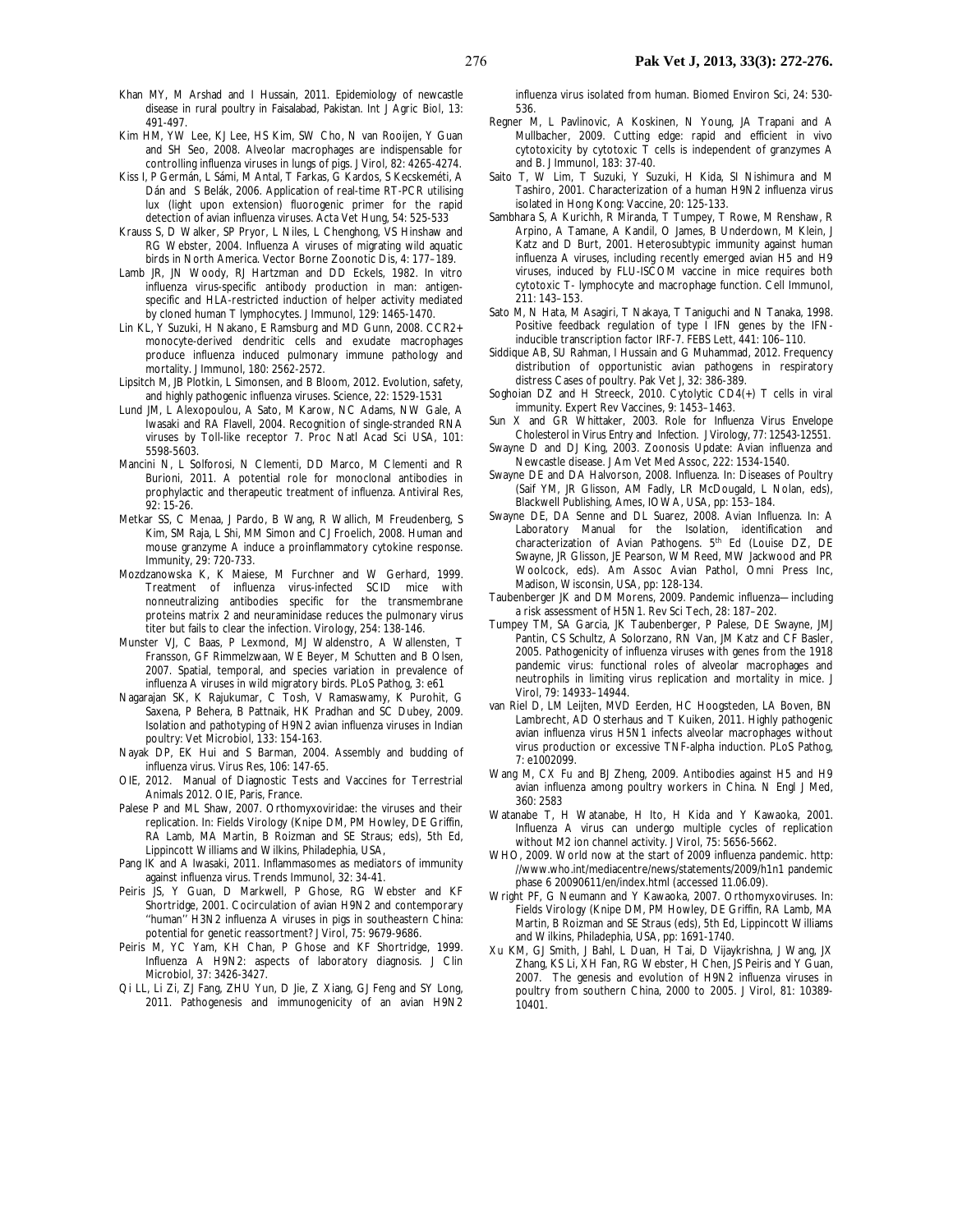Khan MY, M Arshad and I Hussain, 2011. Epidemiology of newcastle disease in rural poultry in Faisalabad, Pakistan. Int J Agric Biol, 13: 491-497.

Kim HM, YW Lee, KJ Lee, HS Kim, SW Cho, N van Rooijen, Y Guan and SH Seo, 2008. Alveolar macrophages are indispensable for controlling influenza viruses in lungs of pigs. J Virol, 82: 4265-4274.

Kiss I, P Germán, L Sámi, M Antal, T Farkas, G Kardos, S Kecskeméti, A Dán and S Belák, 2006. Application of real-time RT-PCR utilising lux (light upon extension) fluorogenic primer for the rapid detection of avian influenza viruses. Acta Vet Hung, 54: 525-533

Krauss S, D Walker, SP Pryor, L Niles, L Chenghong, VS Hinshaw and RG Webster, 2004. Influenza A viruses of migrating wild aquatic birds in North America. Vector Borne Zoonotic Dis, 4: 177–189.

Lamb JR, JN Woody, RJ Hartzman and DD Eckels, 1982. In vitro influenza virus-specific antibody production in man: antigen-specific and HLA-restricted induction of helper activity mediated by cloned human T lymphocytes. J Immunol, 129: 1465-1470.

Lin KL, Y Suzuki, H Nakano, E Ramsburg and MD Gunn, 2008. CCR2+ monocyte-derived dendritic cells and exudate macrophages produce influenza induced pulmonary immune pathology and mortality. J Immunol, 180: 2562-2572.

Lipsitch M, JB Plotkin, L Simonsen, and B Bloom, 2012. Evolution, safety, and highly pathogenic influenza viruses. Science, 22: 1529-1531

Lund JM, L Alexopoulou, A Sato, M Karow, NC Adams, NW Gale, A Iwasaki and RA Flavell, 2004. Recognition of single-stranded RNA viruses by Toll-like receptor 7. Proc Natl Acad Sci USA, 101: 5598-5603.

Mancini N, L Solforosi, N Clementi, DD Marco, M Clementi and R Burioni, 2011. A potential role for monoclonal antibodies in prophylactic and therapeutic treatment of influenza. Antiviral Res, 92: 15-26.

Metkar SS, C Menaa, J Pardo, B Wang, R Wallich, M Freudenberg, S Kim, SM Raja, L Shi, MM Simon and CJ Froelich, 2008. Human and mouse granzyme A induce a proinflammatory cytokine response. Immunity, 29: 720-733.

Mozdzanowska K, K Maiese, M Furchner and W Gerhard, 1999. Treatment of influenza virus-infected SCID mice with nonneutralizing antibodies specific for the transmembrane proteins matrix 2 and neuraminidase reduces the pulmonary virus titer but fails to clear the infection. Virology, 254: 138-146.

Munster VJ, C Baas, P Lexmond, MJ Waldenstro, A Wallensten, T Fransson, GF Rimmelzwaan, WE Beyer, M Schutten and B Olsen, 2007. Spatial, temporal, and species variation in prevalence of influenza A viruses in wild migratory birds. PLoS Pathog, 3: e61

Nagarajan SK, K Rajukumar, C Tosh, V Ramaswamy, K Purohit, G Saxena, P Behera, B Pattnaik, HK Pradhan and SC Dubey, 2009. Isolation and pathotyping of H9N2 avian influenza viruses in Indian poultry: Vet Microbiol, 133: 154-163.

Nayak DP, EK Hui and S Barman, 2004. Assembly and budding of influenza virus. Virus Res, 106: 147-65.

OIE, 2012. Manual of Diagnostic Tests and Vaccines for Terrestrial Animals 2012. OIE, Paris, France.

Palese P and ML Shaw, 2007. Orthomyxoviridae: the viruses and their replication. In: Fields Virology (Knipe DM, PM Howley, DE Griffin, RA Lamb, MA Martin, B Roizman and SE Straus; eds), 5th Ed, Lippincott Williams and Wilkins, Philadephia, USA,

Pang IK and A Iwasaki, 2011. Inflammasomes as mediators of immunity against influenza virus. Trends Immunol, 32: 34-41.

Peiris JS, Y Guan, D Markwell, P Ghose, RG Webster and KF Shortridge, 2001. Cocirculation of avian H9N2 and contemporary "human" H3N2 influenza A viruses in pigs in southeastern China: potential for genetic reassortment? J Virol, 75: 9679-9686.

Peiris M, YC Yam, KH Chan, P Ghose and KF Shortridge, 1999. Influenza A H9N2: aspects of laboratory diagnosis. J Clin Microbiol, 37: 3426-3427.

Qi LL, Li Zi, ZJ Fang, ZHU Yun, D Jie, Z Xiang, GJ Feng and SY Long, 2011. Pathogenesis and immunogenicity of an avian H9N2 influenza virus isolated from human. Biomed Environ Sci, 24: 530-536.

Regner M, L Pavlinovic, A Koskinen, N Young, JA Trapani and A Mullbacher, 2009. Cutting edge: rapid and efficient in vivo cytotoxicity by cytotoxic T cells is independent of granzymes A and B. J Immunol, 183: 37-40.

Saito T, W Lim, T Suzuki, Y Suzuki, H Kida, SI Nishimura and M Tashiro, 2001. Characterization of a human H9N2 influenza virus isolated in Hong Kong: Vaccine, 20: 125-133.

Sambhara S, A Kurichh, R Miranda, T Tumpey, T Rowe, M Renshaw, R Arpino, A Tamane, A Kandil, O James, B Underdown, M Klein, J Katz and D Burt, 2001. Heterosubtypic immunity against human influenza A viruses, including recently emerged avian H5 and H9 viruses, induced by FLU-ISCOM vaccine in mice requires both cytotoxic T- lymphocyte and macrophage function. Cell Immunol, 211: 143–153.

Sato M, N Hata, M Asagiri, T Nakaya, T Taniguchi and N Tanaka, 1998. Positive feedback regulation of type I IFN genes by the IFN-inducible transcription factor IRF-7. FEBS Lett, 441: 106–110.

Siddique AB, SU Rahman, I Hussain and G Muhammad, 2012. Frequency distribution of opportunistic avian pathogens in respiratory distress Cases of poultry. Pak Vet J, 32: 386-389.

Soghoian DZ and H Streeck, 2010. Cytolytic CD4(+) T cells in viral immunity. Expert Rev Vaccines, 9: 1453–1463.

Sun X and GR Whittaker, 2003. Role for Influenza Virus Envelope Cholesterol in Virus Entry and Infection. J Virology, 77: 12543-12551.

Swayne D and DJ King, 2003. Zoonosis Update: Avian influenza and Newcastle disease. J Am Vet Med Assoc, 222: 1534-1540.

Swayne DE and DA Halvorson, 2008. Influenza. In: Diseases of Poultry (Saif YM, JR Glisson, AM Fadly, LR McDougald, L Nolan, eds), Blackwell Publishing, Ames, IOWA, USA, pp: 153–184.

Swayne DE, DA Senne and DL Suarez, 2008. Avian Influenza. In: A Laboratory Manual for the Isolation, identification and characterization of Avian Pathogens. 5th Ed (Louise DZ, DE Swayne, JR Glisson, JE Pearson, WM Reed, MW Jackwood and PR Woolcock, eds). Am Assoc Avian Pathol, Omni Press Inc, Madison, Wisconsin, USA, pp: 128-134.

Taubenberger JK and DM Morens, 2009. Pandemic influenza—including a risk assessment of H5N1. Rev Sci Tech, 28: 187–202.

Tumpey TM, SA Garcia, JK Taubenberger, P Palese, DE Swayne, JMJ Pantin, CS Schultz, A Solorzano, RN Van, JM Katz and CF Basler, 2005. Pathogenicity of influenza viruses with genes from the 1918 pandemic virus: functional roles of alveolar macrophages and neutrophils in limiting virus replication and mortality in mice. J Virol, 79: 14933–14944.

van Riel D, LM Leijten, MVD Eerden, HC Hoogsteden, LA Boven, BN Lambrecht, AD Osterhaus and T Kuiken, 2011. Highly pathogenic avian influenza virus H5N1 infects alveolar macrophages without virus production or excessive TNF-alpha induction. PLoS Pathog, 7: e1002099.

Wang M, CX Fu and BJ Zheng, 2009. Antibodies against H5 and H9 avian influenza among poultry workers in China. N Engl J Med, 360: 2583

Watanabe T, H Watanabe, H Ito, H Kida and Y Kawaoka, 2001. Influenza A virus can undergo multiple cycles of replication without M2 ion channel activity. J Virol, 75: 5656-5662.

WHO, 2009. World now at the start of 2009 influenza pandemic. http://www.who.int/mediacentre/news/statements/2009/h1n1 pandemic phase 6 20090611/en/index.html (accessed 11.06.09).

Wright PF, G Neumann and Y Kawaoka, 2007. Orthomyxoviruses. In: Fields Virology (Knipe DM, PM Howley, DE Griffin, RA Lamb, MA Martin, B Roizman and SE Straus (eds), 5th Ed, Lippincott Williams and Wilkins, Philadephia, USA, pp: 1691-1740.

Xu KM, GJ Smith, J Bahl, L Duan, H Tai, D Vijaykrishna, J Wang, JX Zhang, KS Li, XH Fan, RG Webster, H Chen, JS Peiris and Y Guan, 2007. The genesis and evolution of H9N2 influenza viruses in poultry from southern China, 2000 to 2005. J Virol, 81: 10389-10401.